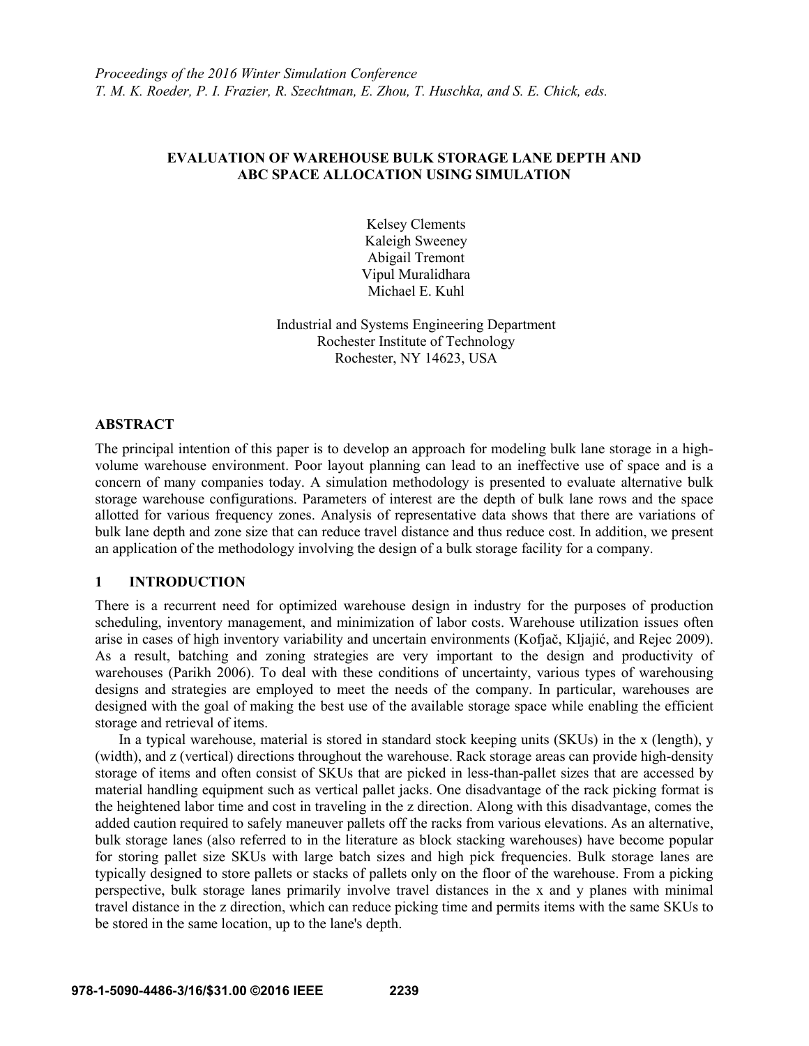# EVALUATION OF WAREHOUSE BULK STORAGE LANE DEPTH AND ABC SPACE ALLOCATION USING SIMULATION

Kelsey Clements
Kaleigh Sweeney
Abigail Tremont
Vipul Muralidhara
Michael E. Kuhl

Industrial and Systems Engineering Department
Rochester Institute of Technology
Rochester, NY 14623, USA

## ABSTRACT

The principal intention of this paper is to develop an approach for modeling bulk lane storage in a high-volume warehouse environment. Poor layout planning can lead to an ineffective use of space and is a concern of many companies today. A simulation methodology is presented to evaluate alternative bulk storage warehouse configurations. Parameters of interest are the depth of bulk lane rows and the space allotted for various frequency zones. Analysis of representative data shows that there are variations of bulk lane depth and zone size that can reduce travel distance and thus reduce cost. In addition, we present an application of the methodology involving the design of a bulk storage facility for a company.

## 1 INTRODUCTION

There is a recurrent need for optimized warehouse design in industry for the purposes of production scheduling, inventory management, and minimization of labor costs. Warehouse utilization issues often arise in cases of high inventory variability and uncertain environments (Kofjač, Kljajić, and Rejec 2009). As a result, batching and zoning strategies are very important to the design and productivity of warehouses (Parikh 2006). To deal with these conditions of uncertainty, various types of warehousing designs and strategies are employed to meet the needs of the company. In particular, warehouses are designed with the goal of making the best use of the available storage space while enabling the efficient storage and retrieval of items.

In a typical warehouse, material is stored in standard stock keeping units (SKUs) in the x (length), y (width), and z (vertical) directions throughout the warehouse. Rack storage areas can provide high-density storage of items and often consist of SKUs that are picked in less-than-pallet sizes that are accessed by material handling equipment such as vertical pallet jacks. One disadvantage of the rack picking format is the heightened labor time and cost in traveling in the z direction. Along with this disadvantage, comes the added caution required to safely maneuver pallets off the racks from various elevations. As an alternative, bulk storage lanes (also referred to in the literature as block stacking warehouses) have become popular for storing pallet size SKUs with large batch sizes and high pick frequencies. Bulk storage lanes are typically designed to store pallets or stacks of pallets only on the floor of the warehouse. From a picking perspective, bulk storage lanes primarily involve travel distances in the x and y planes with minimal travel distance in the z direction, which can reduce picking time and permits items with the same SKUs to be stored in the same location, up to the lane's depth.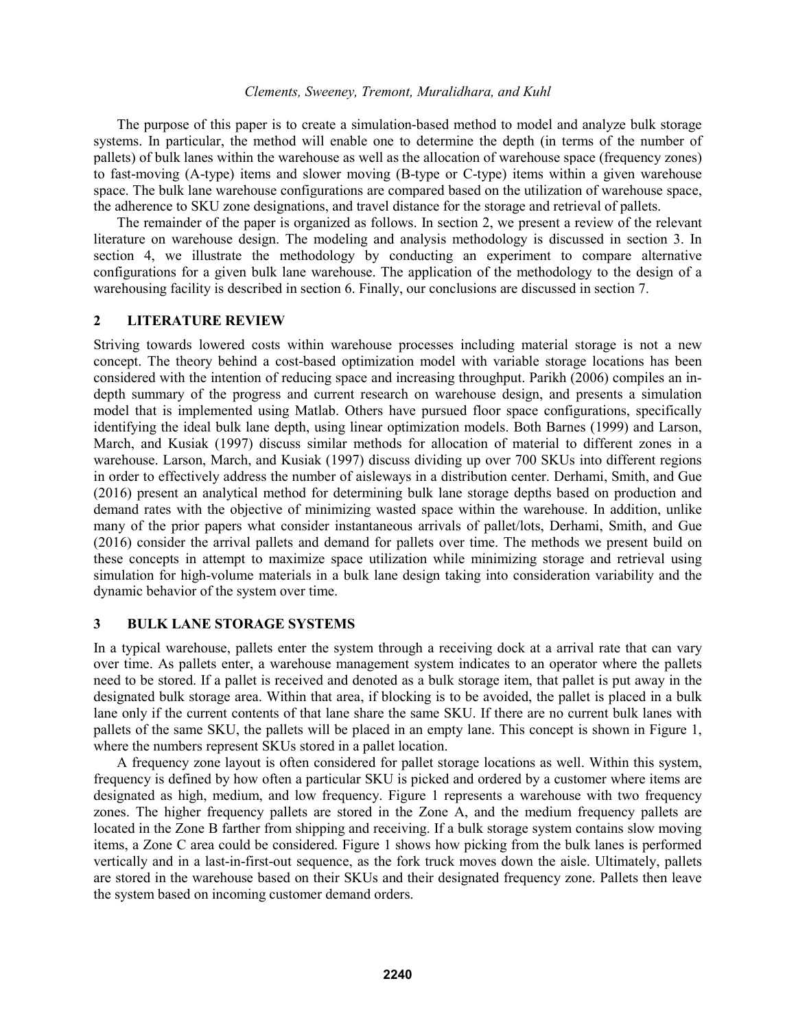The purpose of this paper is to create a simulation-based method to model and analyze bulk storage systems. In particular, the method will enable one to determine the depth (in terms of the number of pallets) of bulk lanes within the warehouse as well as the allocation of warehouse space (frequency zones) to fast-moving (A-type) items and slower moving (B-type or C-type) items within a given warehouse space. The bulk lane warehouse configurations are compared based on the utilization of warehouse space, the adherence to SKU zone designations, and travel distance for the storage and retrieval of pallets.

The remainder of the paper is organized as follows. In section 2, we present a review of the relevant literature on warehouse design. The modeling and analysis methodology is discussed in section 3. In section 4, we illustrate the methodology by conducting an experiment to compare alternative configurations for a given bulk lane warehouse. The application of the methodology to the design of a warehousing facility is described in section 6. Finally, our conclusions are discussed in section 7.

## 2 LITERATURE REVIEW

Striving towards lowered costs within warehouse processes including material storage is not a new concept. The theory behind a cost-based optimization model with variable storage locations has been considered with the intention of reducing space and increasing throughput. Parikh (2006) compiles an in-depth summary of the progress and current research on warehouse design, and presents a simulation model that is implemented using Matlab. Others have pursued floor space configurations, specifically identifying the ideal bulk lane depth, using linear optimization models. Both Barnes (1999) and Larson, March, and Kusiak (1997) discuss similar methods for allocation of material to different zones in a warehouse. Larson, March, and Kusiak (1997) discuss dividing up over 700 SKUs into different regions in order to effectively address the number of aisleways in a distribution center. Derhami, Smith, and Gue (2016) present an analytical method for determining bulk lane storage depths based on production and demand rates with the objective of minimizing wasted space within the warehouse. In addition, unlike many of the prior papers what consider instantaneous arrivals of pallet/lots, Derhami, Smith, and Gue (2016) consider the arrival pallets and demand for pallets over time. The methods we present build on these concepts in attempt to maximize space utilization while minimizing storage and retrieval using simulation for high-volume materials in a bulk lane design taking into consideration variability and the dynamic behavior of the system over time.

## 3 BULK LANE STORAGE SYSTEMS

In a typical warehouse, pallets enter the system through a receiving dock at a arrival rate that can vary over time. As pallets enter, a warehouse management system indicates to an operator where the pallets need to be stored. If a pallet is received and denoted as a bulk storage item, that pallet is put away in the designated bulk storage area. Within that area, if blocking is to be avoided, the pallet is placed in a bulk lane only if the current contents of that lane share the same SKU. If there are no current bulk lanes with pallets of the same SKU, the pallets will be placed in an empty lane. This concept is shown in Figure 1, where the numbers represent SKUs stored in a pallet location.

A frequency zone layout is often considered for pallet storage locations as well. Within this system, frequency is defined by how often a particular SKU is picked and ordered by a customer where items are designated as high, medium, and low frequency. Figure 1 represents a warehouse with two frequency zones. The higher frequency pallets are stored in the Zone A, and the medium frequency pallets are located in the Zone B farther from shipping and receiving. If a bulk storage system contains slow moving items, a Zone C area could be considered. Figure 1 shows how picking from the bulk lanes is performed vertically and in a last-in-first-out sequence, as the fork truck moves down the aisle. Ultimately, pallets are stored in the warehouse based on their SKUs and their designated frequency zone. Pallets then leave the system based on incoming customer demand orders.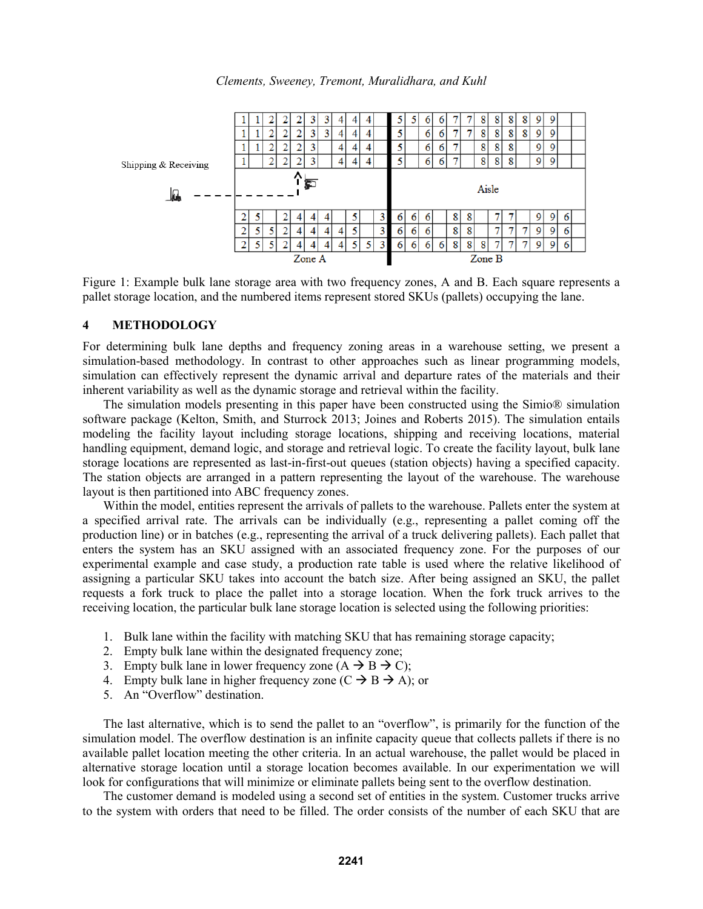Figure 1: Example bulk lane storage area with two frequency zones, A and B. Each square represents a pallet storage location, and the numbered items represent stored SKUs (pallets) occupying the lane.

## 4 METHODOLOGY

For determining bulk lane depths and frequency zoning areas in a warehouse setting, we present a simulation-based methodology. In contrast to other approaches such as linear programming models, simulation can effectively represent the dynamic arrival and departure rates of the materials and their inherent variability as well as the dynamic storage and retrieval within the facility.

The simulation models presenting in this paper have been constructed using the Simio® simulation software package (Kelton, Smith, and Sturrock 2013; Joines and Roberts 2015). The simulation entails modeling the facility layout including storage locations, shipping and receiving locations, material handling equipment, demand logic, and storage and retrieval logic. To create the facility layout, bulk lane storage locations are represented as last-in-first-out queues (station objects) having a specified capacity. The station objects are arranged in a pattern representing the layout of the warehouse. The warehouse layout is then partitioned into ABC frequency zones.

Within the model, entities represent the arrivals of pallets to the warehouse. Pallets enter the system at a specified arrival rate. The arrivals can be individually (e.g., representing a pallet coming off the production line) or in batches (e.g., representing the arrival of a truck delivering pallets). Each pallet that enters the system has an SKU assigned with an associated frequency zone. For the purposes of our experimental example and case study, a production rate table is used where the relative likelihood of assigning a particular SKU takes into account the batch size. After being assigned an SKU, the pallet requests a fork truck to place the pallet into a storage location. When the fork truck arrives to the receiving location, the particular bulk lane storage location is selected using the following priorities:

1. Bulk lane within the facility with matching SKU that has remaining storage capacity;
2. Empty bulk lane within the designated frequency zone;
3. Empty bulk lane in lower frequency zone (A → B → C);
4. Empty bulk lane in higher frequency zone (C → B → A); or
5. An "Overflow" destination.

The last alternative, which is to send the pallet to an "overflow", is primarily for the function of the simulation model. The overflow destination is an infinite capacity queue that collects pallets if there is no available pallet location meeting the other criteria. In an actual warehouse, the pallet would be placed in alternative storage location until a storage location becomes available. In our experimentation we will look for configurations that will minimize or eliminate pallets being sent to the overflow destination.

The customer demand is modeled using a second set of entities in the system. Customer trucks arrive to the system with orders that need to be filled. The order consists of the number of each SKU that are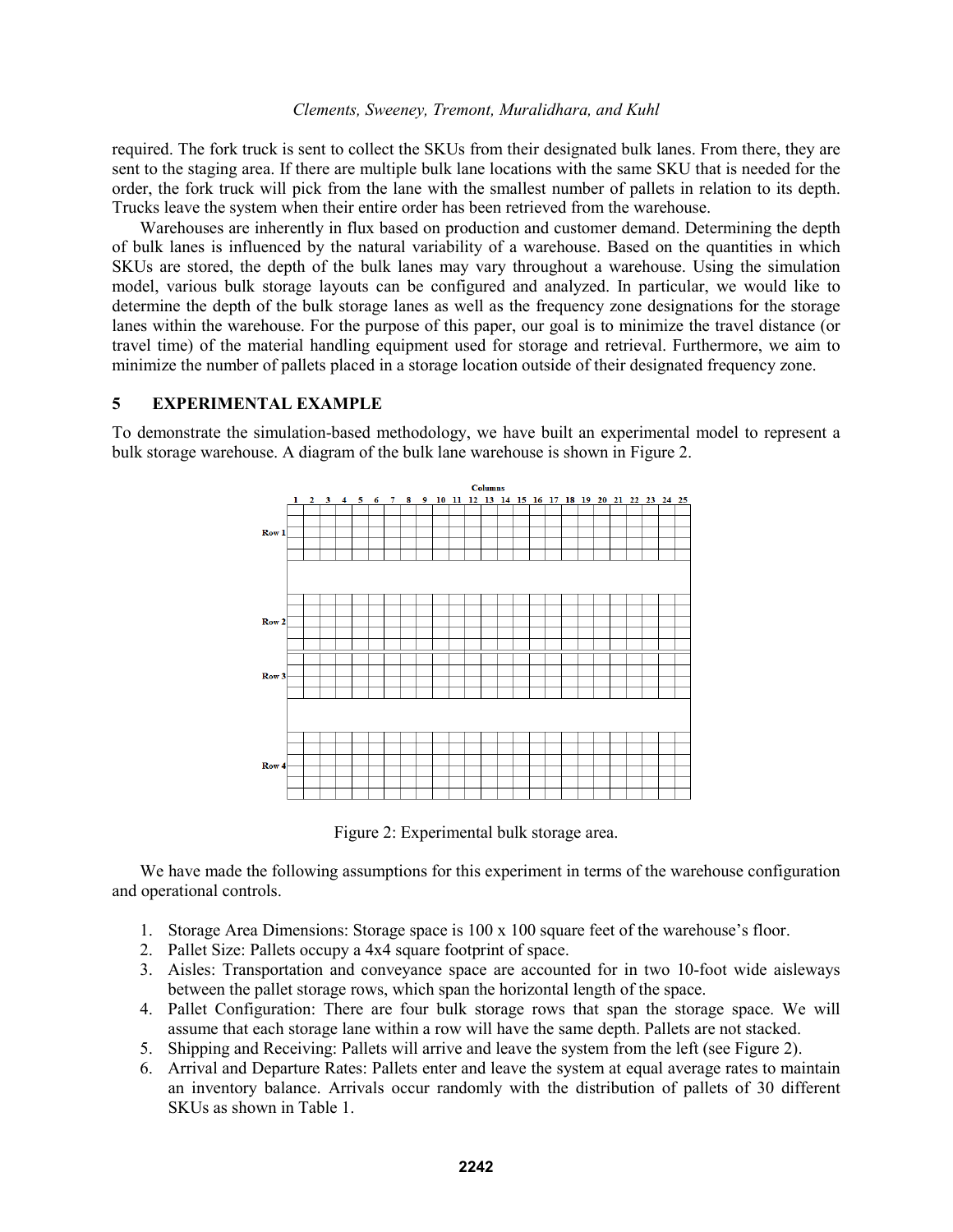required. The fork truck is sent to collect the SKUs from their designated bulk lanes. From there, they are sent to the staging area. If there are multiple bulk lane locations with the same SKU that is needed for the order, the fork truck will pick from the lane with the smallest number of pallets in relation to its depth. Trucks leave the system when their entire order has been retrieved from the warehouse.

Warehouses are inherently in flux based on production and customer demand. Determining the depth of bulk lanes is influenced by the natural variability of a warehouse. Based on the quantities in which SKUs are stored, the depth of the bulk lanes may vary throughout a warehouse. Using the simulation model, various bulk storage layouts can be configured and analyzed. In particular, we would like to determine the depth of the bulk storage lanes as well as the frequency zone designations for the storage lanes within the warehouse. For the purpose of this paper, our goal is to minimize the travel distance (or travel time) of the material handling equipment used for storage and retrieval. Furthermore, we aim to minimize the number of pallets placed in a storage location outside of their designated frequency zone.

## 5 EXPERIMENTAL EXAMPLE

To demonstrate the simulation-based methodology, we have built an experimental model to represent a bulk storage warehouse. A diagram of the bulk lane warehouse is shown in Figure 2.

Figure 2: Experimental bulk storage area.

We have made the following assumptions for this experiment in terms of the warehouse configuration and operational controls.

1. Storage Area Dimensions: Storage space is 100 x 100 square feet of the warehouse's floor.
2. Pallet Size: Pallets occupy a 4x4 square footprint of space.
3. Aisles: Transportation and conveyance space are accounted for in two 10-foot wide aisleways between the pallet storage rows, which span the horizontal length of the space.
4. Pallet Configuration: There are four bulk storage rows that span the storage space. We will assume that each storage lane within a row will have the same depth. Pallets are not stacked.
5. Shipping and Receiving: Pallets will arrive and leave the system from the left (see Figure 2).
6. Arrival and Departure Rates: Pallets enter and leave the system at equal average rates to maintain an inventory balance. Arrivals occur randomly with the distribution of pallets of 30 different SKUs as shown in Table 1.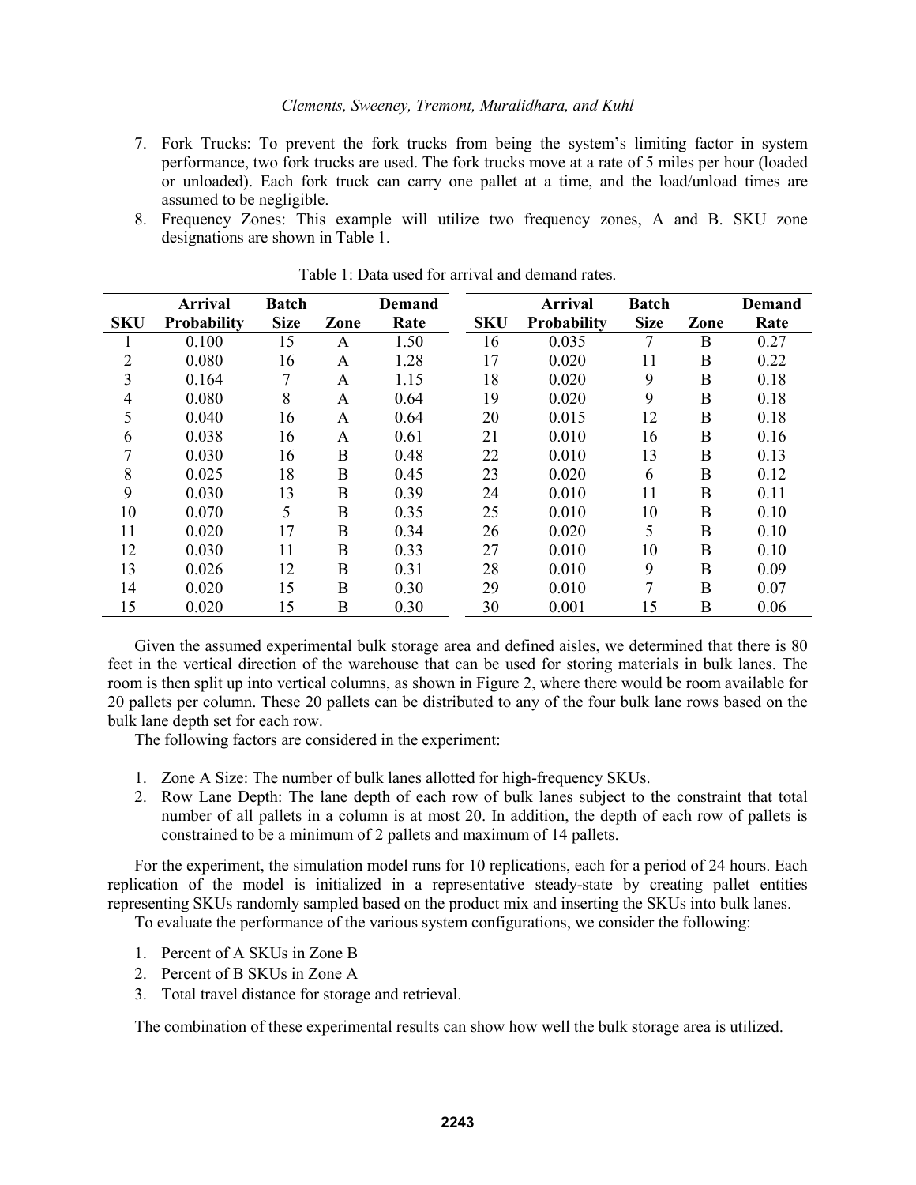7. Fork Trucks: To prevent the fork trucks from being the system's limiting factor in system performance, two fork trucks are used. The fork trucks move at a rate of 5 miles per hour (loaded or unloaded). Each fork truck can carry one pallet at a time, and the load/unload times are assumed to be negligible.
8. Frequency Zones: This example will utilize two frequency zones, A and B. SKU zone designations are shown in Table 1.

Table 1: Data used for arrival and demand rates.

| SKU | Arrival Probability | Batch Size | Zone | Demand Rate | SKU | Arrival Probability | Batch Size | Zone | Demand Rate |
|---|---|---|---|---|---|---|---|---|---|
| 1 | 0.100 | 15 | A | 1.50 | 16 | 0.035 | 7 | B | 0.27 |
| 2 | 0.080 | 16 | A | 1.28 | 17 | 0.020 | 11 | B | 0.22 |
| 3 | 0.164 | 7 | A | 1.15 | 18 | 0.020 | 9 | B | 0.18 |
| 4 | 0.080 | 8 | A | 0.64 | 19 | 0.020 | 9 | B | 0.18 |
| 5 | 0.040 | 16 | A | 0.64 | 20 | 0.015 | 12 | B | 0.18 |
| 6 | 0.038 | 16 | A | 0.61 | 21 | 0.010 | 16 | B | 0.16 |
| 7 | 0.030 | 16 | B | 0.48 | 22 | 0.010 | 13 | B | 0.13 |
| 8 | 0.025 | 18 | B | 0.45 | 23 | 0.020 | 6 | B | 0.12 |
| 9 | 0.030 | 13 | B | 0.39 | 24 | 0.010 | 11 | B | 0.11 |
| 10 | 0.070 | 5 | B | 0.35 | 25 | 0.010 | 10 | B | 0.10 |
| 11 | 0.020 | 17 | B | 0.34 | 26 | 0.020 | 5 | B | 0.10 |
| 12 | 0.030 | 11 | B | 0.33 | 27 | 0.010 | 10 | B | 0.10 |
| 13 | 0.026 | 12 | B | 0.31 | 28 | 0.010 | 9 | B | 0.09 |
| 14 | 0.020 | 15 | B | 0.30 | 29 | 0.010 | 7 | B | 0.07 |
| 15 | 0.020 | 15 | B | 0.30 | 30 | 0.001 | 15 | B | 0.06 |

Given the assumed experimental bulk storage area and defined aisles, we determined that there is 80 feet in the vertical direction of the warehouse that can be used for storing materials in bulk lanes. The room is then split up into vertical columns, as shown in Figure 2, where there would be room available for 20 pallets per column. These 20 pallets can be distributed to any of the four bulk lane rows based on the bulk lane depth set for each row.

The following factors are considered in the experiment:

1. Zone A Size: The number of bulk lanes allotted for high-frequency SKUs.
2. Row Lane Depth: The lane depth of each row of bulk lanes subject to the constraint that total number of all pallets in a column is at most 20. In addition, the depth of each row of pallets is constrained to be a minimum of 2 pallets and maximum of 14 pallets.

For the experiment, the simulation model runs for 10 replications, each for a period of 24 hours. Each replication of the model is initialized in a representative steady-state by creating pallet entities representing SKUs randomly sampled based on the product mix and inserting the SKUs into bulk lanes.

To evaluate the performance of the various system configurations, we consider the following:

1. Percent of A SKUs in Zone B
2. Percent of B SKUs in Zone A
3. Total travel distance for storage and retrieval.

The combination of these experimental results can show how well the bulk storage area is utilized.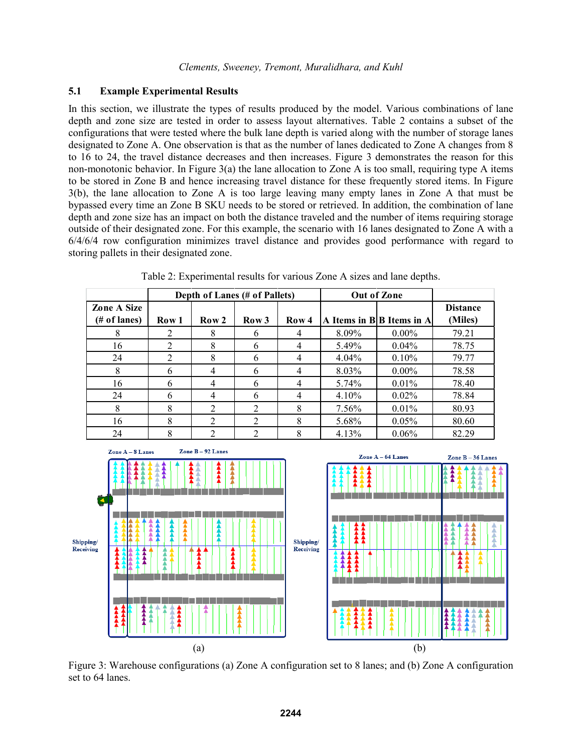### 5.1 Example Experimental Results

In this section, we illustrate the types of results produced by the model. Various combinations of lane depth and zone size are tested in order to assess layout alternatives. Table 2 contains a subset of the configurations that were tested where the bulk lane depth is varied along with the number of storage lanes designated to Zone A. One observation is that as the number of lanes dedicated to Zone A changes from 8 to 16 to 24, the travel distance decreases and then increases. Figure 3 demonstrates the reason for this non-monotonic behavior. In Figure 3(a) the lane allocation to Zone A is too small, requiring type A items to be stored in Zone B and hence increasing travel distance for these frequently stored items. In Figure 3(b), the lane allocation to Zone A is too large leaving many empty lanes in Zone A that must be bypassed every time an Zone B SKU needs to be stored or retrieved. In addition, the combination of lane depth and zone size has an impact on both the distance traveled and the number of items requiring storage outside of their designated zone. For this example, the scenario with 16 lanes designated to Zone A with a 6/4/6/4 row configuration minimizes travel distance and provides good performance with regard to storing pallets in their designated zone.

Table 2: Experimental results for various Zone A sizes and lane depths.

| | Depth of Lanes (# of Pallets) | | | | Out of Zone | | |
|---|---|---|---|---|---|---|---|
| Zone A Size (# of lanes) | Row 1 | Row 2 | Row 3 | Row 4 | A Items in B | B Items in A | Distance (Miles) |
| 8 | 2 | 8 | 6 | 4 | 8.09% | 0.00% | 79.21 |
| 16 | 2 | 8 | 6 | 4 | 5.49% | 0.04% | 78.75 |
| 24 | 2 | 8 | 6 | 4 | 4.04% | 0.10% | 79.77 |
| 8 | 6 | 4 | 6 | 4 | 8.03% | 0.00% | 78.58 |
| 16 | 6 | 4 | 6 | 4 | 5.74% | 0.01% | 78.40 |
| 24 | 6 | 4 | 6 | 4 | 4.10% | 0.02% | 78.84 |
| 8 | 8 | 2 | 2 | 8 | 7.56% | 0.01% | 80.93 |
| 16 | 8 | 2 | 2 | 8 | 5.68% | 0.05% | 80.60 |
| 24 | 8 | 2 | 2 | 8 | 4.13% | 0.06% | 82.29 |

Figure 3: Warehouse configurations (a) Zone A configuration set to 8 lanes; and (b) Zone A configuration set to 64 lanes.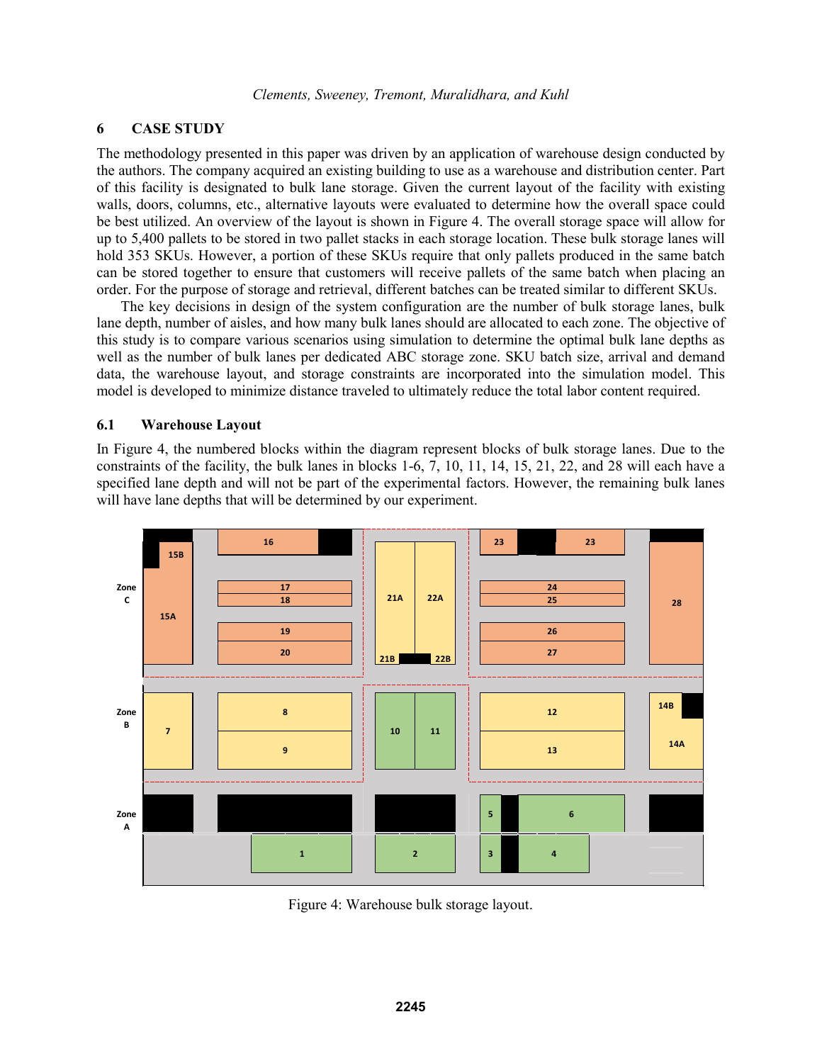## 6 CASE STUDY

The methodology presented in this paper was driven by an application of warehouse design conducted by the authors. The company acquired an existing building to use as a warehouse and distribution center. Part of this facility is designated to bulk lane storage. Given the current layout of the facility with existing walls, doors, columns, etc., alternative layouts were evaluated to determine how the overall space could be best utilized. An overview of the layout is shown in Figure 4. The overall storage space will allow for up to 5,400 pallets to be stored in two pallet stacks in each storage location. These bulk storage lanes will hold 353 SKUs. However, a portion of these SKUs require that only pallets produced in the same batch can be stored together to ensure that customers will receive pallets of the same batch when placing an order. For the purpose of storage and retrieval, different batches can be treated similar to different SKUs.

The key decisions in design of the system configuration are the number of bulk storage lanes, bulk lane depth, number of aisles, and how many bulk lanes should are allocated to each zone. The objective of this study is to compare various scenarios using simulation to determine the optimal bulk lane depths as well as the number of bulk lanes per dedicated ABC storage zone. SKU batch size, arrival and demand data, the warehouse layout, and storage constraints are incorporated into the simulation model. This model is developed to minimize distance traveled to ultimately reduce the total labor content required.

### 6.1 Warehouse Layout

In Figure 4, the numbered blocks within the diagram represent blocks of bulk storage lanes. Due to the constraints of the facility, the bulk lanes in blocks 1-6, 7, 10, 11, 14, 15, 21, 22, and 28 will each have a specified lane depth and will not be part of the experimental factors. However, the remaining bulk lanes will have lane depths that will be determined by our experiment.

Figure 4: Warehouse bulk storage layout.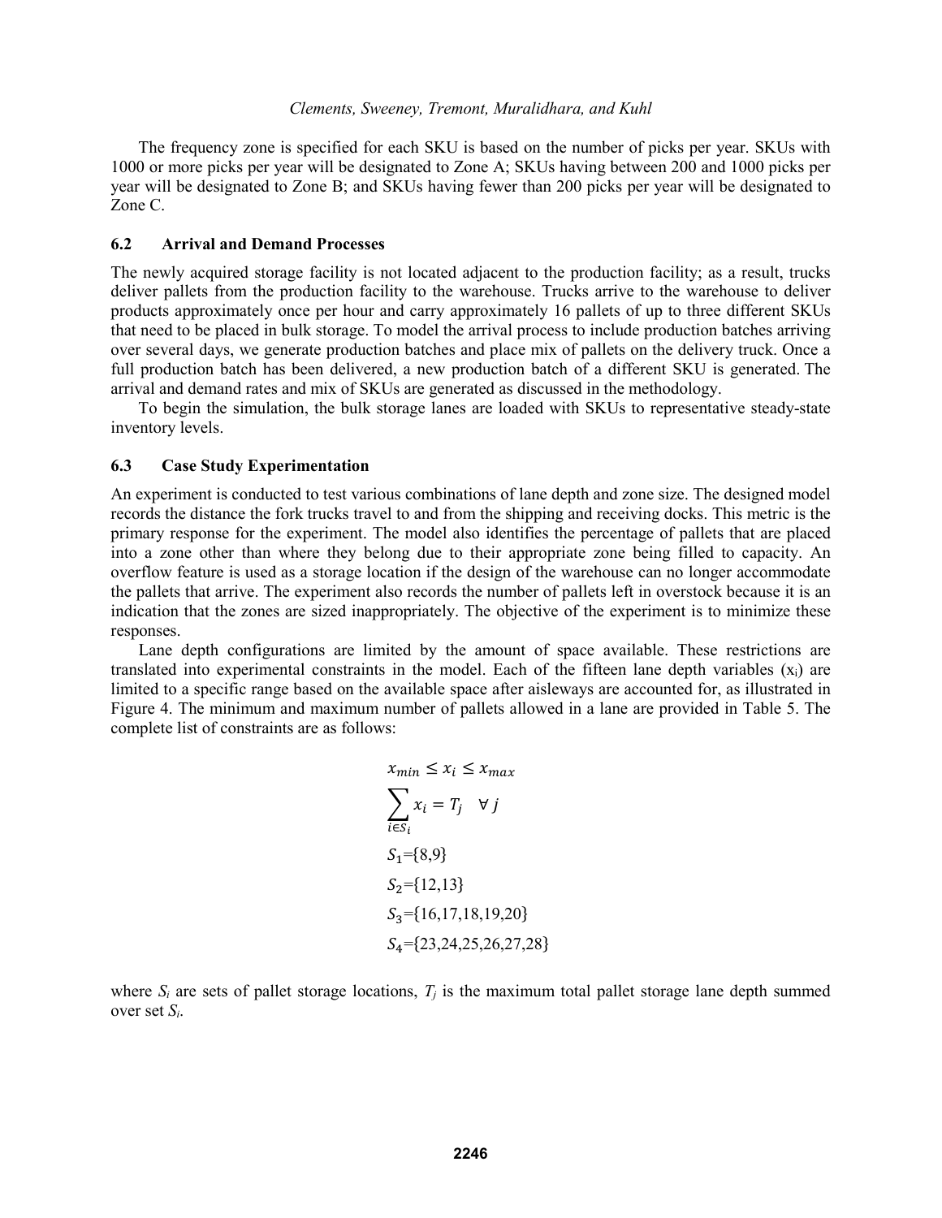The frequency zone is specified for each SKU is based on the number of picks per year. SKUs with 1000 or more picks per year will be designated to Zone A; SKUs having between 200 and 1000 picks per year will be designated to Zone B; and SKUs having fewer than 200 picks per year will be designated to Zone C.

### 6.2 Arrival and Demand Processes

The newly acquired storage facility is not located adjacent to the production facility; as a result, trucks deliver pallets from the production facility to the warehouse. Trucks arrive to the warehouse to deliver products approximately once per hour and carry approximately 16 pallets of up to three different SKUs that need to be placed in bulk storage. To model the arrival process to include production batches arriving over several days, we generate production batches and place mix of pallets on the delivery truck. Once a full production batch has been delivered, a new production batch of a different SKU is generated. The arrival and demand rates and mix of SKUs are generated as discussed in the methodology.

To begin the simulation, the bulk storage lanes are loaded with SKUs to representative steady-state inventory levels.

### 6.3 Case Study Experimentation

An experiment is conducted to test various combinations of lane depth and zone size. The designed model records the distance the fork trucks travel to and from the shipping and receiving docks. This metric is the primary response for the experiment. The model also identifies the percentage of pallets that are placed into a zone other than where they belong due to their appropriate zone being filled to capacity. An overflow feature is used as a storage location if the design of the warehouse can no longer accommodate the pallets that arrive. The experiment also records the number of pallets left in overstock because it is an indication that the zones are sized inappropriately. The objective of the experiment is to minimize these responses.

Lane depth configurations are limited by the amount of space available. These restrictions are translated into experimental constraints in the model. Each of the fifteen lane depth variables ($x_i$) are limited to a specific range based on the available space after aisleways are accounted for, as illustrated in Figure 4. The minimum and maximum number of pallets allowed in a lane are provided in Table 5. The complete list of constraints are as follows:

$$x_{min} \leq x_i \leq x_{max}$$

$$\sum_{i \in S_i} x_i = T_j \quad \forall\, j$$

$$S_1 = \{8,9\}$$

$$S_2 = \{12,13\}$$

$$S_3 = \{16,17,18,19,20\}$$

$$S_4 = \{23,24,25,26,27,28\}$$

where $S_i$ are sets of pallet storage locations, $T_j$ is the maximum total pallet storage lane depth summed over set $S_i$.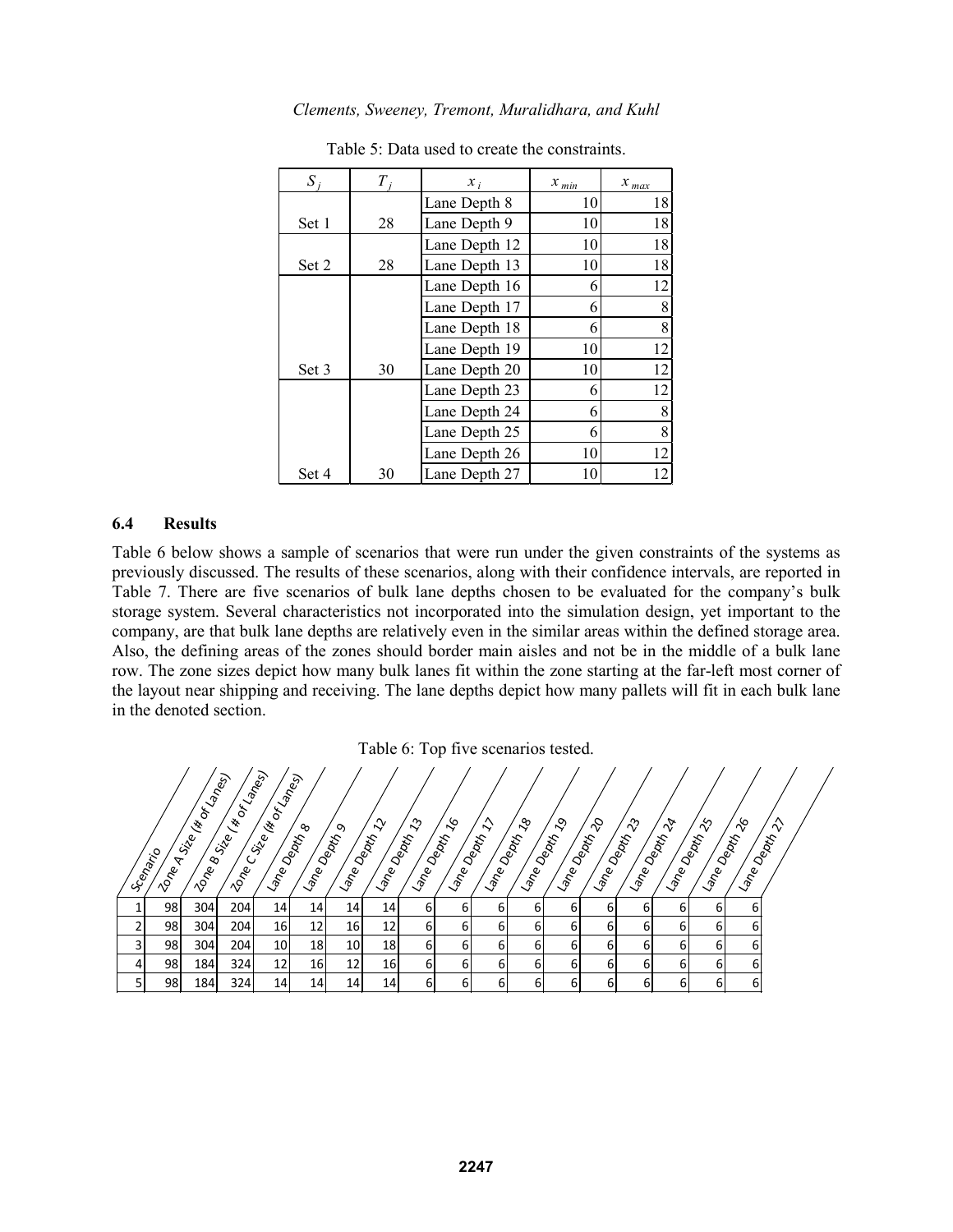Table 5: Data used to create the constraints.

| $S_j$ | $T_j$ | $x_i$ | $x_{min}$ | $x_{max}$ |
|---|---|---|---|---|
| | | Lane Depth 8 | 10 | 18 |
| Set 1 | 28 | Lane Depth 9 | 10 | 18 |
| | | Lane Depth 12 | 10 | 18 |
| Set 2 | 28 | Lane Depth 13 | 10 | 18 |
| | | Lane Depth 16 | 6 | 12 |
| | | Lane Depth 17 | 6 | 8 |
| | | Lane Depth 18 | 6 | 8 |
| | | Lane Depth 19 | 10 | 12 |
| Set 3 | 30 | Lane Depth 20 | 10 | 12 |
| | | Lane Depth 23 | 6 | 12 |
| | | Lane Depth 24 | 6 | 8 |
| | | Lane Depth 25 | 6 | 8 |
| | | Lane Depth 26 | 10 | 12 |
| Set 4 | 30 | Lane Depth 27 | 10 | 12 |

### 6.4 Results

Table 6 below shows a sample of scenarios that were run under the given constraints of the systems as previously discussed. The results of these scenarios, along with their confidence intervals, are reported in Table 7. There are five scenarios of bulk lane depths chosen to be evaluated for the company's bulk storage system. Several characteristics not incorporated into the simulation design, yet important to the company, are that bulk lane depths are relatively even in the similar areas within the defined storage area. Also, the defining areas of the zones should border main aisles and not be in the middle of a bulk lane row. The zone sizes depict how many bulk lanes fit within the zone starting at the far-left most corner of the layout near shipping and receiving. The lane depths depict how many pallets will fit in each bulk lane in the denoted section.

Table 6: Top five scenarios tested.

| Scenario | Zone A Size (# of Lanes) | Zone B Size (# of Lanes) | Zone C Size (# of Lanes) | Lane Depth 8 | Lane Depth 9 | Lane Depth 12 | Lane Depth 13 | Lane Depth 16 | Lane Depth 17 | Lane Depth 18 | Lane Depth 19 | Lane Depth 20 | Lane Depth 23 | Lane Depth 24 | Lane Depth 25 | Lane Depth 26 | Lane Depth 27 |
|---|---|---|---|---|---|---|---|---|---|---|---|---|---|---|---|---|---|
| 1 | 98 | 304 | 204 | 14 | 14 | 14 | 14 | 6 | 6 | 6 | 6 | 6 | 6 | 6 | 6 | 6 | 6 |
| 2 | 98 | 304 | 204 | 16 | 12 | 16 | 12 | 6 | 6 | 6 | 6 | 6 | 6 | 6 | 6 | 6 | 6 |
| 3 | 98 | 304 | 204 | 10 | 18 | 10 | 18 | 6 | 6 | 6 | 6 | 6 | 6 | 6 | 6 | 6 | 6 |
| 4 | 98 | 184 | 324 | 12 | 16 | 12 | 16 | 6 | 6 | 6 | 6 | 6 | 6 | 6 | 6 | 6 | 6 |
| 5 | 98 | 184 | 324 | 14 | 14 | 14 | 14 | 6 | 6 | 6 | 6 | 6 | 6 | 6 | 6 | 6 | 6 |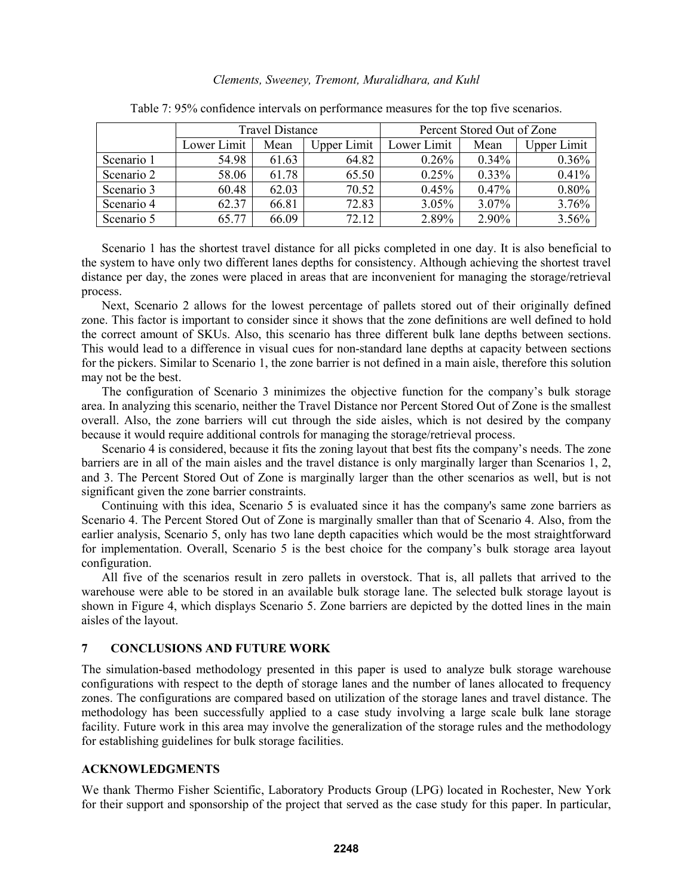Table 7: 95% confidence intervals on performance measures for the top five scenarios.

| | Travel Distance | | | Percent Stored Out of Zone | | |
|---|---|---|---|---|---|---|
| | Lower Limit | Mean | Upper Limit | Lower Limit | Mean | Upper Limit |
| Scenario 1 | 54.98 | 61.63 | 64.82 | 0.26% | 0.34% | 0.36% |
| Scenario 2 | 58.06 | 61.78 | 65.50 | 0.25% | 0.33% | 0.41% |
| Scenario 3 | 60.48 | 62.03 | 70.52 | 0.45% | 0.47% | 0.80% |
| Scenario 4 | 62.37 | 66.81 | 72.83 | 3.05% | 3.07% | 3.76% |
| Scenario 5 | 65.77 | 66.09 | 72.12 | 2.89% | 2.90% | 3.56% |

Scenario 1 has the shortest travel distance for all picks completed in one day. It is also beneficial to the system to have only two different lanes depths for consistency. Although achieving the shortest travel distance per day, the zones were placed in areas that are inconvenient for managing the storage/retrieval process.

Next, Scenario 2 allows for the lowest percentage of pallets stored out of their originally defined zone. This factor is important to consider since it shows that the zone definitions are well defined to hold the correct amount of SKUs. Also, this scenario has three different bulk lane depths between sections. This would lead to a difference in visual cues for non-standard lane depths at capacity between sections for the pickers. Similar to Scenario 1, the zone barrier is not defined in a main aisle, therefore this solution may not be the best.

The configuration of Scenario 3 minimizes the objective function for the company's bulk storage area. In analyzing this scenario, neither the Travel Distance nor Percent Stored Out of Zone is the smallest overall. Also, the zone barriers will cut through the side aisles, which is not desired by the company because it would require additional controls for managing the storage/retrieval process.

Scenario 4 is considered, because it fits the zoning layout that best fits the company's needs. The zone barriers are in all of the main aisles and the travel distance is only marginally larger than Scenarios 1, 2, and 3. The Percent Stored Out of Zone is marginally larger than the other scenarios as well, but is not significant given the zone barrier constraints.

Continuing with this idea, Scenario 5 is evaluated since it has the company's same zone barriers as Scenario 4. The Percent Stored Out of Zone is marginally smaller than that of Scenario 4. Also, from the earlier analysis, Scenario 5, only has two lane depth capacities which would be the most straightforward for implementation. Overall, Scenario 5 is the best choice for the company's bulk storage area layout configuration.

All five of the scenarios result in zero pallets in overstock. That is, all pallets that arrived to the warehouse were able to be stored in an available bulk storage lane. The selected bulk storage layout is shown in Figure 4, which displays Scenario 5. Zone barriers are depicted by the dotted lines in the main aisles of the layout.

## 7 CONCLUSIONS AND FUTURE WORK

The simulation-based methodology presented in this paper is used to analyze bulk storage warehouse configurations with respect to the depth of storage lanes and the number of lanes allocated to frequency zones. The configurations are compared based on utilization of the storage lanes and travel distance. The methodology has been successfully applied to a case study involving a large scale bulk lane storage facility. Future work in this area may involve the generalization of the storage rules and the methodology for establishing guidelines for bulk storage facilities.

## ACKNOWLEDGMENTS

We thank Thermo Fisher Scientific, Laboratory Products Group (LPG) located in Rochester, New York for their support and sponsorship of the project that served as the case study for this paper. In particular,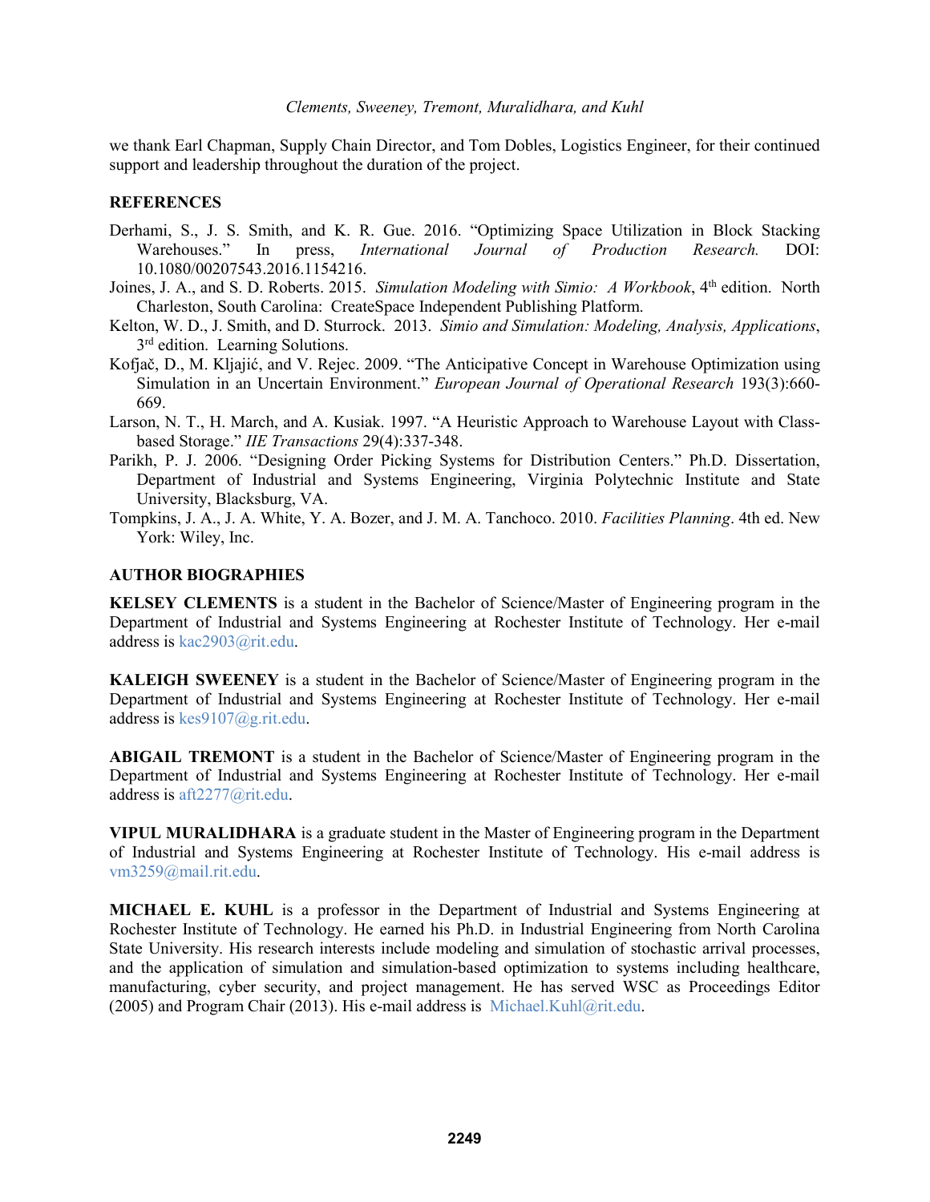we thank Earl Chapman, Supply Chain Director, and Tom Dobles, Logistics Engineer, for their continued support and leadership throughout the duration of the project.

## REFERENCES

Derhami, S., J. S. Smith, and K. R. Gue. 2016. "Optimizing Space Utilization in Block Stacking Warehouses." In press, *International Journal of Production Research.* DOI: 10.1080/00207543.2016.1154216.

Joines, J. A., and S. D. Roberts. 2015. *Simulation Modeling with Simio: A Workbook*, 4th edition. North Charleston, South Carolina: CreateSpace Independent Publishing Platform.

Kelton, W. D., J. Smith, and D. Sturrock. 2013. *Simio and Simulation: Modeling, Analysis, Applications*, 3rd edition. Learning Solutions.

Kofjač, D., M. Kljajić, and V. Rejec. 2009. "The Anticipative Concept in Warehouse Optimization using Simulation in an Uncertain Environment." *European Journal of Operational Research* 193(3):660-669.

Larson, N. T., H. March, and A. Kusiak. 1997. "A Heuristic Approach to Warehouse Layout with Class-based Storage." *IIE Transactions* 29(4):337-348.

Parikh, P. J. 2006. "Designing Order Picking Systems for Distribution Centers." Ph.D. Dissertation, Department of Industrial and Systems Engineering, Virginia Polytechnic Institute and State University, Blacksburg, VA.

Tompkins, J. A., J. A. White, Y. A. Bozer, and J. M. A. Tanchoco. 2010. *Facilities Planning*. 4th ed. New York: Wiley, Inc.

## AUTHOR BIOGRAPHIES

**KELSEY CLEMENTS** is a student in the Bachelor of Science/Master of Engineering program in the Department of Industrial and Systems Engineering at Rochester Institute of Technology. Her e-mail address is kac2903@rit.edu.

**KALEIGH SWEENEY** is a student in the Bachelor of Science/Master of Engineering program in the Department of Industrial and Systems Engineering at Rochester Institute of Technology. Her e-mail address is kes9107@g.rit.edu.

**ABIGAIL TREMONT** is a student in the Bachelor of Science/Master of Engineering program in the Department of Industrial and Systems Engineering at Rochester Institute of Technology. Her e-mail address is aft2277@rit.edu.

**VIPUL MURALIDHARA** is a graduate student in the Master of Engineering program in the Department of Industrial and Systems Engineering at Rochester Institute of Technology. His e-mail address is vm3259@mail.rit.edu.

**MICHAEL E. KUHL** is a professor in the Department of Industrial and Systems Engineering at Rochester Institute of Technology. He earned his Ph.D. in Industrial Engineering from North Carolina State University. His research interests include modeling and simulation of stochastic arrival processes, and the application of simulation and simulation-based optimization to systems including healthcare, manufacturing, cyber security, and project management. He has served WSC as Proceedings Editor (2005) and Program Chair (2013). His e-mail address is Michael.Kuhl@rit.edu.